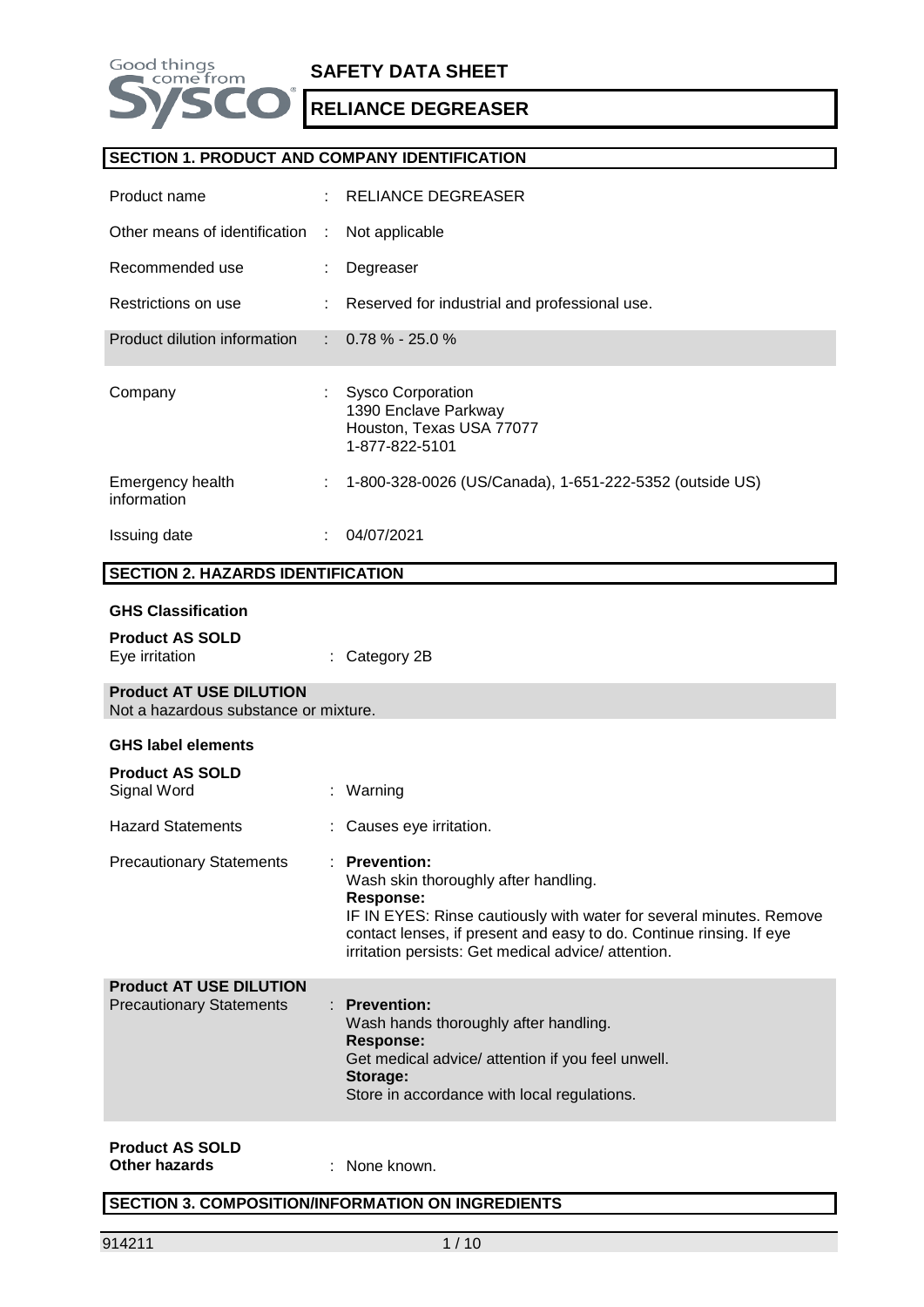# SAFETY DATA SHEET

## RELIANCE DEGREASER

### SECTION 1. PRODUCT AND COMPANY IDENTIFICATION

| | | |
|---|---|---|
| Product name | : | RELIANCE DEGREASER |
| Other means of identification | : | Not applicable |
| Recommended use | : | Degreaser |
| Restrictions on use | : | Reserved for industrial and professional use. |
| Product dilution information | : | 0.78 % - 25.0 % |
| Company | : | Sysco Corporation<br>1390 Enclave Parkway<br>Houston, Texas USA 77077<br>1-877-822-5101 |
| Emergency health information | : | 1-800-328-0026 (US/Canada), 1-651-222-5352 (outside US) |
| Issuing date | : | 04/07/2021 |

### SECTION 2. HAZARDS IDENTIFICATION

**GHS Classification**

**Product AS SOLD**

Eye irritation : Category 2B

**Product AT USE DILUTION**

Not a hazardous substance or mixture.

**GHS label elements**

**Product AS SOLD**

Signal Word : Warning

Hazard Statements : Causes eye irritation.

Precautionary Statements :

**Prevention:**
Wash skin thoroughly after handling.
**Response:**
IF IN EYES: Rinse cautiously with water for several minutes. Remove contact lenses, if present and easy to do. Continue rinsing. If eye irritation persists: Get medical advice/ attention.

**Product AT USE DILUTION**

Precautionary Statements :

**Prevention:**
Wash hands thoroughly after handling.
**Response:**
Get medical advice/ attention if you feel unwell.
**Storage:**
Store in accordance with local regulations.

**Product AS SOLD**

**Other hazards** : None known.

### SECTION 3. COMPOSITION/INFORMATION ON INGREDIENTS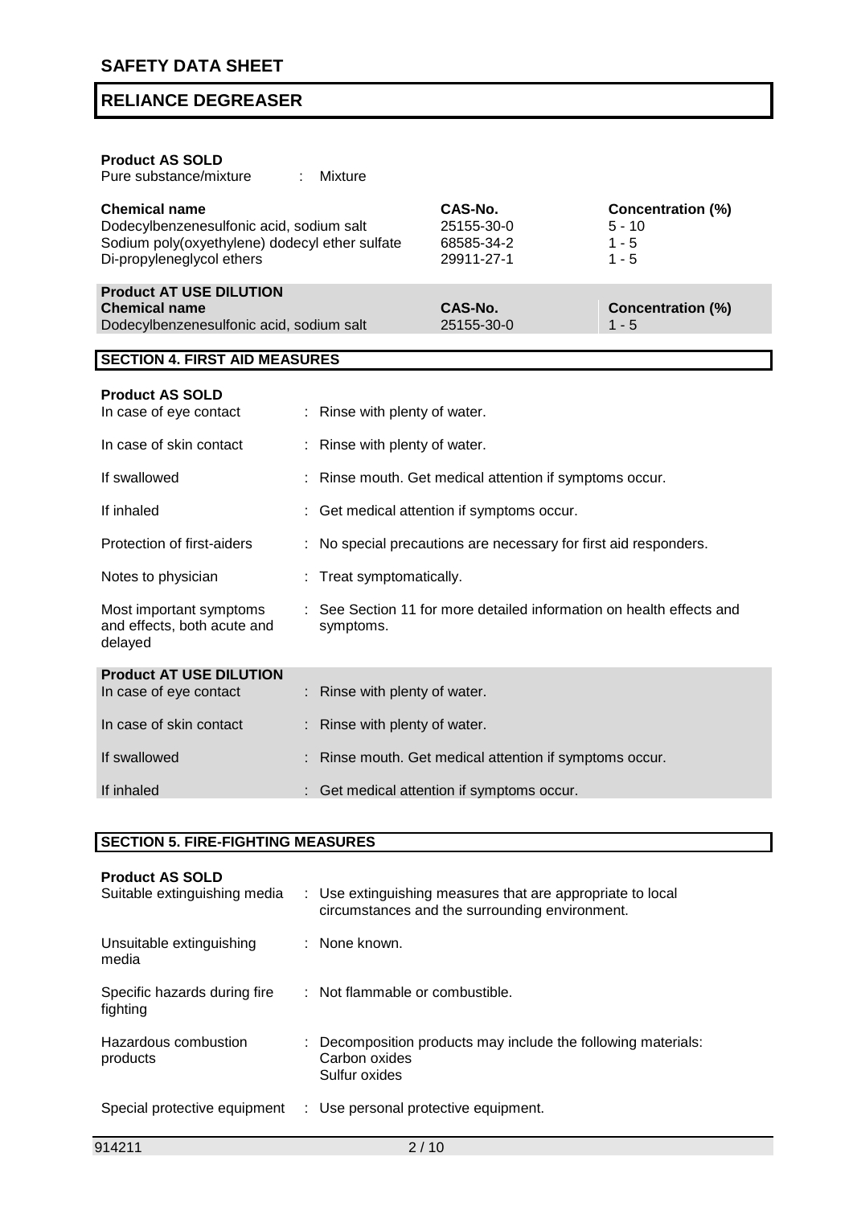**Product AS SOLD**

Pure substance/mixture : Mixture

| Chemical name | CAS-No. | Concentration (%) |
|---|---|---|
| Dodecylbenzenesulfonic acid, sodium salt | 25155-30-0 | 5 - 10 |
| Sodium poly(oxyethylene) dodecyl ether sulfate | 68585-34-2 | 1 - 5 |
| Di-propyleneglycol ethers | 29911-27-1 | 1 - 5 |

**Product AT USE DILUTION**

| Chemical name | CAS-No. | Concentration (%) |
|---|---|---|
| Dodecylbenzenesulfonic acid, sodium salt | 25155-30-0 | 1 - 5 |

## SECTION 4. FIRST AID MEASURES

**Product AS SOLD**

In case of eye contact : Rinse with plenty of water.

In case of skin contact : Rinse with plenty of water.

If swallowed : Rinse mouth. Get medical attention if symptoms occur.

If inhaled : Get medical attention if symptoms occur.

Protection of first-aiders : No special precautions are necessary for first aid responders.

Notes to physician : Treat symptomatically.

Most important symptoms and effects, both acute and delayed : See Section 11 for more detailed information on health effects and symptoms.

**Product AT USE DILUTION**

In case of eye contact : Rinse with plenty of water.

In case of skin contact : Rinse with plenty of water.

If swallowed : Rinse mouth. Get medical attention if symptoms occur.

If inhaled : Get medical attention if symptoms occur.

## SECTION 5. FIRE-FIGHTING MEASURES

**Product AS SOLD**

Suitable extinguishing media : Use extinguishing measures that are appropriate to local circumstances and the surrounding environment.

Unsuitable extinguishing media : None known.

Specific hazards during fire fighting : Not flammable or combustible.

Hazardous combustion products : Decomposition products may include the following materials:
Carbon oxides
Sulfur oxides

Special protective equipment : Use personal protective equipment.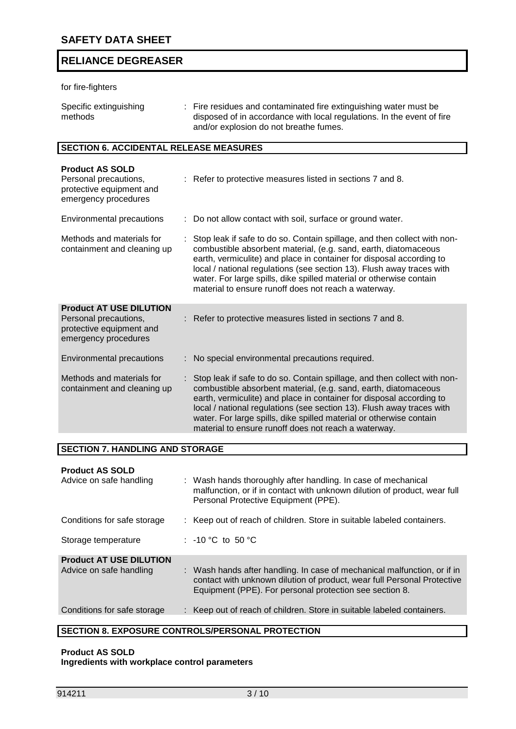for fire-fighters

| | |
|---|---|
| Specific extinguishing methods | : Fire residues and contaminated fire extinguishing water must be disposed of in accordance with local regulations. In the event of fire and/or explosion do not breathe fumes. |

## SECTION 6. ACCIDENTAL RELEASE MEASURES

**Product AS SOLD**

| | |
|---|---|
| Personal precautions, protective equipment and emergency procedures | : Refer to protective measures listed in sections 7 and 8. |
| Environmental precautions | : Do not allow contact with soil, surface or ground water. |
| Methods and materials for containment and cleaning up | : Stop leak if safe to do so. Contain spillage, and then collect with non-combustible absorbent material, (e.g. sand, earth, diatomaceous earth, vermiculite) and place in container for disposal according to local / national regulations (see section 13). Flush away traces with water. For large spills, dike spilled material or otherwise contain material to ensure runoff does not reach a waterway. |

**Product AT USE DILUTION**

| | |
|---|---|
| Personal precautions, protective equipment and emergency procedures | : Refer to protective measures listed in sections 7 and 8. |
| Environmental precautions | : No special environmental precautions required. |
| Methods and materials for containment and cleaning up | : Stop leak if safe to do so. Contain spillage, and then collect with non-combustible absorbent material, (e.g. sand, earth, diatomaceous earth, vermiculite) and place in container for disposal according to local / national regulations (see section 13). Flush away traces with water. For large spills, dike spilled material or otherwise contain material to ensure runoff does not reach a waterway. |

## SECTION 7. HANDLING AND STORAGE

**Product AS SOLD**

| | |
|---|---|
| Advice on safe handling | : Wash hands thoroughly after handling. In case of mechanical malfunction, or if in contact with unknown dilution of product, wear full Personal Protective Equipment (PPE). |
| Conditions for safe storage | : Keep out of reach of children. Store in suitable labeled containers. |
| Storage temperature | : -10 °C to 50 °C |

**Product AT USE DILUTION**

| | |
|---|---|
| Advice on safe handling | : Wash hands after handling. In case of mechanical malfunction, or if in contact with unknown dilution of product, wear full Personal Protective Equipment (PPE). For personal protection see section 8. |
| Conditions for safe storage | : Keep out of reach of children. Store in suitable labeled containers. |

## SECTION 8. EXPOSURE CONTROLS/PERSONAL PROTECTION

**Product AS SOLD**
**Ingredients with workplace control parameters**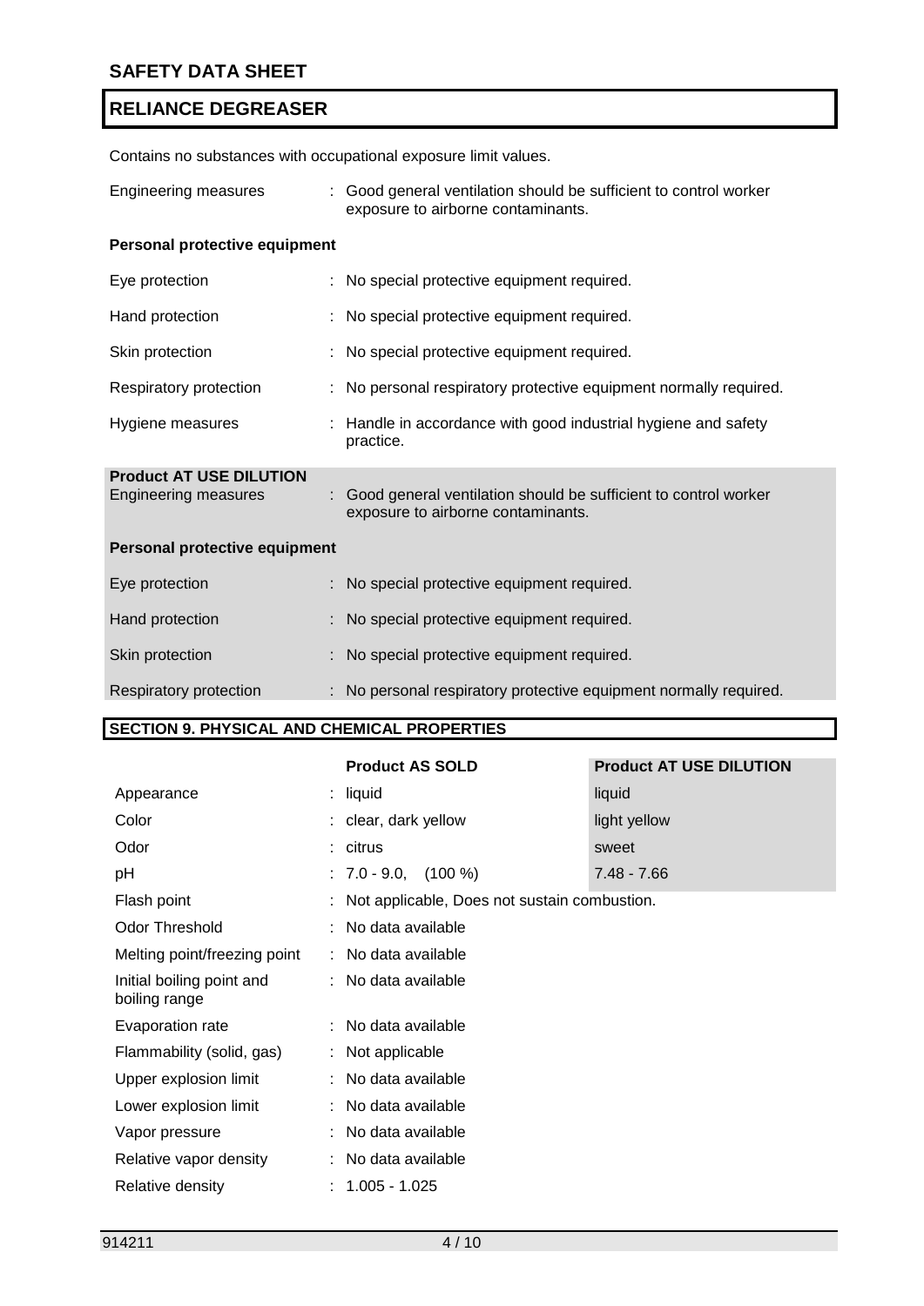Contains no substances with occupational exposure limit values.

| | |
|---|---|
| Engineering measures | : Good general ventilation should be sufficient to control worker exposure to airborne contaminants. |

**Personal protective equipment**

| | |
|---|---|
| Eye protection | : No special protective equipment required. |
| Hand protection | : No special protective equipment required. |
| Skin protection | : No special protective equipment required. |
| Respiratory protection | : No personal respiratory protective equipment normally required. |
| Hygiene measures | : Handle in accordance with good industrial hygiene and safety practice. |

**Product AT USE DILUTION**

| | |
|---|---|
| Engineering measures | : Good general ventilation should be sufficient to control worker exposure to airborne contaminants. |

**Personal protective equipment**

| | |
|---|---|
| Eye protection | : No special protective equipment required. |
| Hand protection | : No special protective equipment required. |
| Skin protection | : No special protective equipment required. |
| Respiratory protection | : No personal respiratory protective equipment normally required. |

## SECTION 9. PHYSICAL AND CHEMICAL PROPERTIES

| | Product AS SOLD | Product AT USE DILUTION |
|---|---|---|
| Appearance | : liquid | liquid |
| Color | : clear, dark yellow | light yellow |
| Odor | : citrus | sweet |
| pH | : 7.0 - 9.0, (100 %) | 7.48 - 7.66 |
| Flash point | : Not applicable, Does not sustain combustion. | |
| Odor Threshold | : No data available | |
| Melting point/freezing point | : No data available | |
| Initial boiling point and boiling range | : No data available | |
| Evaporation rate | : No data available | |
| Flammability (solid, gas) | : Not applicable | |
| Upper explosion limit | : No data available | |
| Lower explosion limit | : No data available | |
| Vapor pressure | : No data available | |
| Relative vapor density | : No data available | |
| Relative density | : 1.005 - 1.025 | |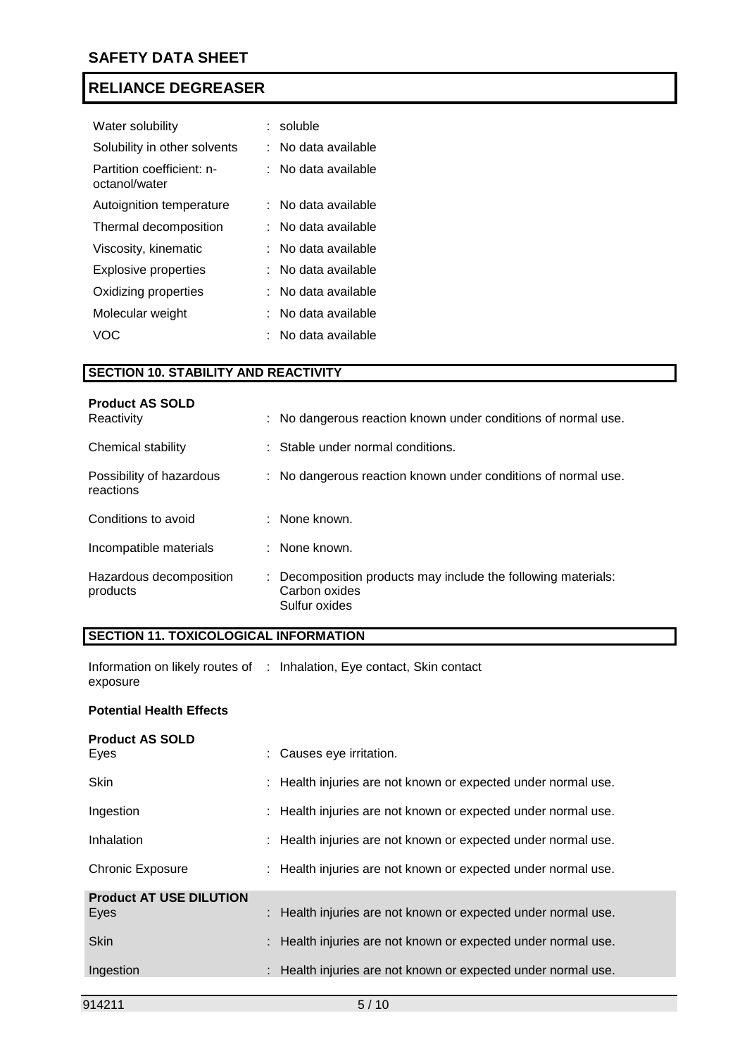| | | |
|---|---|---|
| Water solubility | : | soluble |
| Solubility in other solvents | : | No data available |
| Partition coefficient: n-octanol/water | : | No data available |
| Autoignition temperature | : | No data available |
| Thermal decomposition | : | No data available |
| Viscosity, kinematic | : | No data available |
| Explosive properties | : | No data available |
| Oxidizing properties | : | No data available |
| Molecular weight | : | No data available |
| VOC | : | No data available |

## SECTION 10. STABILITY AND REACTIVITY

**Product AS SOLD**

| | | |
|---|---|---|
| Reactivity | : | No dangerous reaction known under conditions of normal use. |
| Chemical stability | : | Stable under normal conditions. |
| Possibility of hazardous reactions | : | No dangerous reaction known under conditions of normal use. |
| Conditions to avoid | : | None known. |
| Incompatible materials | : | None known. |
| Hazardous decomposition products | : | Decomposition products may include the following materials: Carbon oxides Sulfur oxides |

## SECTION 11. TOXICOLOGICAL INFORMATION

| | | |
|---|---|---|
| Information on likely routes of exposure | : | Inhalation, Eye contact, Skin contact |

**Potential Health Effects**

**Product AS SOLD**

| | | |
|---|---|---|
| Eyes | : | Causes eye irritation. |
| Skin | : | Health injuries are not known or expected under normal use. |
| Ingestion | : | Health injuries are not known or expected under normal use. |
| Inhalation | : | Health injuries are not known or expected under normal use. |
| Chronic Exposure | : | Health injuries are not known or expected under normal use. |

**Product AT USE DILUTION**

| | | |
|---|---|---|
| Eyes | : | Health injuries are not known or expected under normal use. |
| Skin | : | Health injuries are not known or expected under normal use. |
| Ingestion | : | Health injuries are not known or expected under normal use. |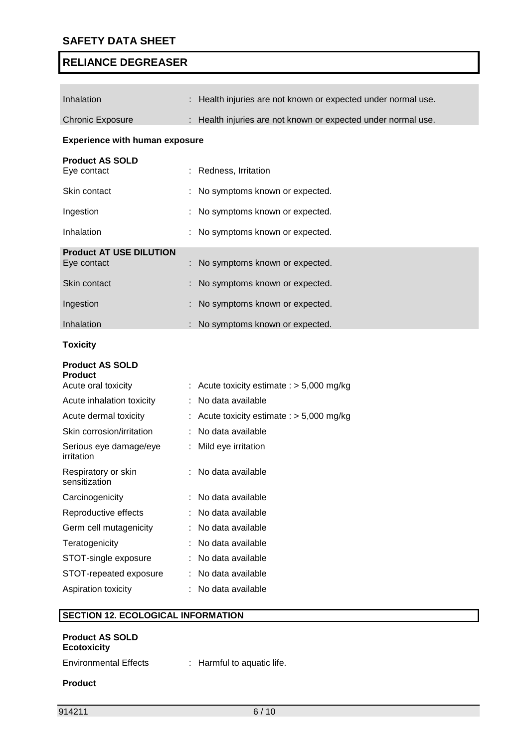| | |
|---|---|
| Inhalation | : Health injuries are not known or expected under normal use. |
| Chronic Exposure | : Health injuries are not known or expected under normal use. |

**Experience with human exposure**

**Product AS SOLD**

| | |
|---|---|
| Eye contact | : Redness, Irritation |
| Skin contact | : No symptoms known or expected. |
| Ingestion | : No symptoms known or expected. |
| Inhalation | : No symptoms known or expected. |

**Product AT USE DILUTION**

| | |
|---|---|
| Eye contact | : No symptoms known or expected. |
| Skin contact | : No symptoms known or expected. |
| Ingestion | : No symptoms known or expected. |
| Inhalation | : No symptoms known or expected. |

**Toxicity**

**Product AS SOLD**
**Product**

| | |
|---|---|
| Acute oral toxicity | : Acute toxicity estimate : > 5,000 mg/kg |
| Acute inhalation toxicity | : No data available |
| Acute dermal toxicity | : Acute toxicity estimate : > 5,000 mg/kg |
| Skin corrosion/irritation | : No data available |
| Serious eye damage/eye irritation | : Mild eye irritation |
| Respiratory or skin sensitization | : No data available |
| Carcinogenicity | : No data available |
| Reproductive effects | : No data available |
| Germ cell mutagenicity | : No data available |
| Teratogenicity | : No data available |
| STOT-single exposure | : No data available |
| STOT-repeated exposure | : No data available |
| Aspiration toxicity | : No data available |

## SECTION 12. ECOLOGICAL INFORMATION

**Product AS SOLD**
**Ecotoxicity**

Environmental Effects : Harmful to aquatic life.

**Product**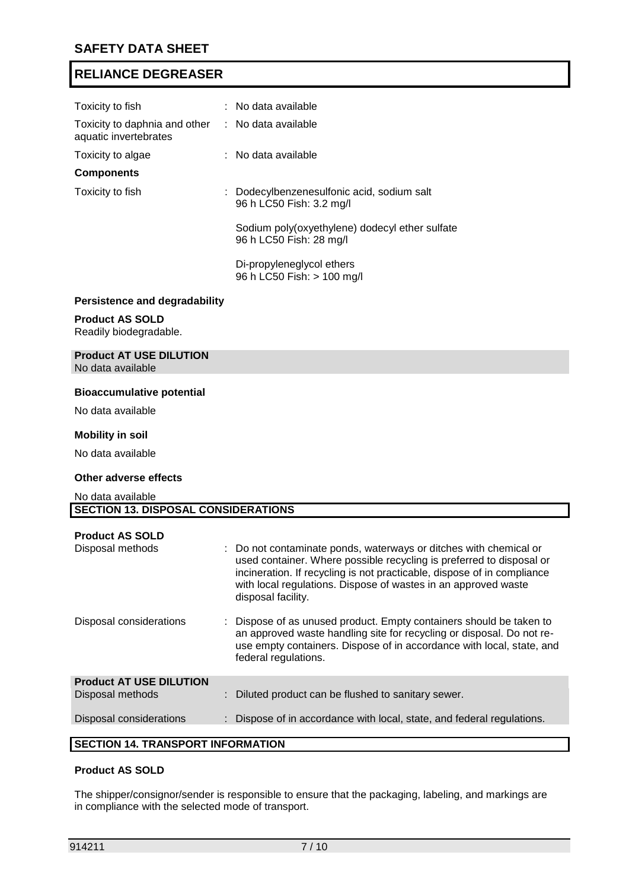| | |
|---|---|
| Toxicity to fish | : No data available |
| Toxicity to daphnia and other aquatic invertebrates | : No data available |
| Toxicity to algae | : No data available |

**Components**

| | |
|---|---|
| Toxicity to fish | : Dodecylbenzenesulfonic acid, sodium salt<br>96 h LC50 Fish: 3.2 mg/l<br><br>Sodium poly(oxyethylene) dodecyl ether sulfate<br>96 h LC50 Fish: 28 mg/l<br><br>Di-propyleneglycol ethers<br>96 h LC50 Fish: > 100 mg/l |

**Persistence and degradability**

**Product AS SOLD**
Readily biodegradable.

**Product AT USE DILUTION**
No data available

**Bioaccumulative potential**

No data available

**Mobility in soil**

No data available

**Other adverse effects**

No data available

## SECTION 13. DISPOSAL CONSIDERATIONS

**Product AS SOLD**

| | |
|---|---|
| Disposal methods | : Do not contaminate ponds, waterways or ditches with chemical or used container. Where possible recycling is preferred to disposal or incineration. If recycling is not practicable, dispose of in compliance with local regulations. Dispose of wastes in an approved waste disposal facility. |
| Disposal considerations | : Dispose of as unused product. Empty containers should be taken to an approved waste handling site for recycling or disposal. Do not re-use empty containers. Dispose of in accordance with local, state, and federal regulations. |

**Product AT USE DILUTION**

| | |
|---|---|
| Disposal methods | : Diluted product can be flushed to sanitary sewer. |
| Disposal considerations | : Dispose of in accordance with local, state, and federal regulations. |

## SECTION 14. TRANSPORT INFORMATION

**Product AS SOLD**

The shipper/consignor/sender is responsible to ensure that the packaging, labeling, and markings are in compliance with the selected mode of transport.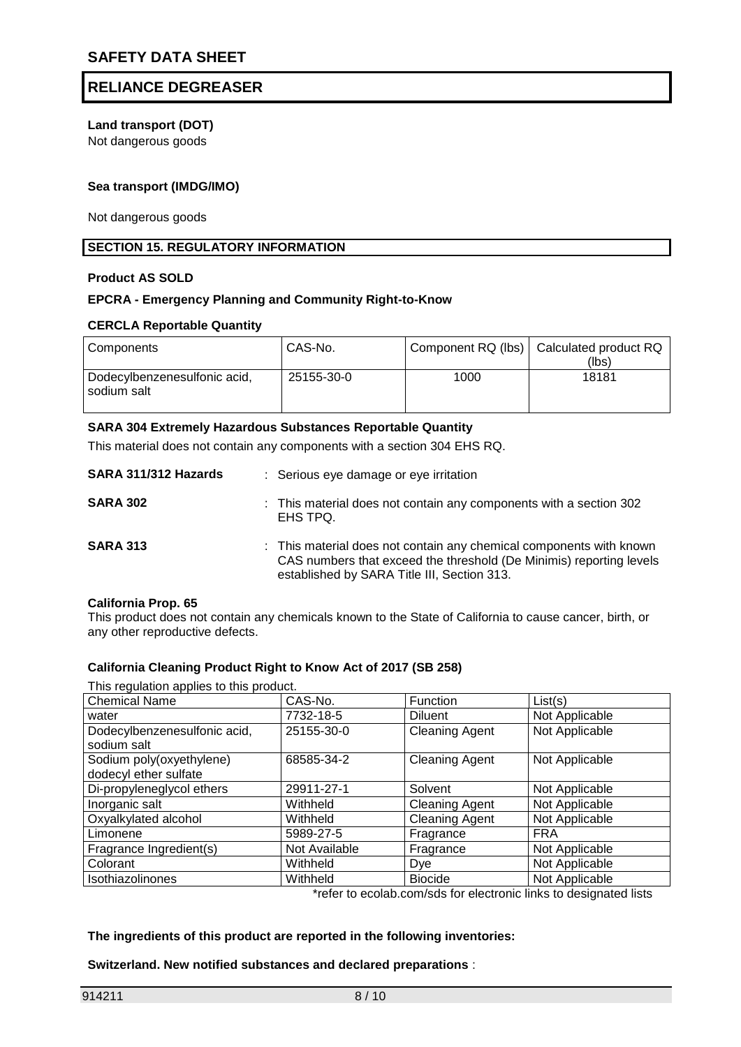**Land transport (DOT)**

Not dangerous goods

**Sea transport (IMDG/IMO)**

Not dangerous goods

## SECTION 15. REGULATORY INFORMATION

**Product AS SOLD**

**EPCRA - Emergency Planning and Community Right-to-Know**

**CERCLA Reportable Quantity**

| Components | CAS-No. | Component RQ (lbs) | Calculated product RQ (lbs) |
|---|---|---|---|
| Dodecylbenzenesulfonic acid, sodium salt | 25155-30-0 | 1000 | 18181 |

**SARA 304 Extremely Hazardous Substances Reportable Quantity**

This material does not contain any components with a section 304 EHS RQ.

**SARA 311/312 Hazards** : Serious eye damage or eye irritation

**SARA 302** : This material does not contain any components with a section 302 EHS TPQ.

**SARA 313** : This material does not contain any chemical components with known CAS numbers that exceed the threshold (De Minimis) reporting levels established by SARA Title III, Section 313.

**California Prop. 65**

This product does not contain any chemicals known to the State of California to cause cancer, birth, or any other reproductive defects.

**California Cleaning Product Right to Know Act of 2017 (SB 258)**

This regulation applies to this product.

| Chemical Name | CAS-No. | Function | List(s) |
|---|---|---|---|
| water | 7732-18-5 | Diluent | Not Applicable |
| Dodecylbenzenesulfonic acid, sodium salt | 25155-30-0 | Cleaning Agent | Not Applicable |
| Sodium poly(oxyethylene) dodecyl ether sulfate | 68585-34-2 | Cleaning Agent | Not Applicable |
| Di-propyleneglycol ethers | 29911-27-1 | Solvent | Not Applicable |
| Inorganic salt | Withheld | Cleaning Agent | Not Applicable |
| Oxyalkylated alcohol | Withheld | Cleaning Agent | Not Applicable |
| Limonene | 5989-27-5 | Fragrance | FRA |
| Fragrance Ingredient(s) | Not Available | Fragrance | Not Applicable |
| Colorant | Withheld | Dye | Not Applicable |
| Isothiazolinones | Withheld | Biocide | Not Applicable |

*refer to ecolab.com/sds for electronic links to designated lists

**The ingredients of this product are reported in the following inventories:**

**Switzerland. New notified substances and declared preparations** :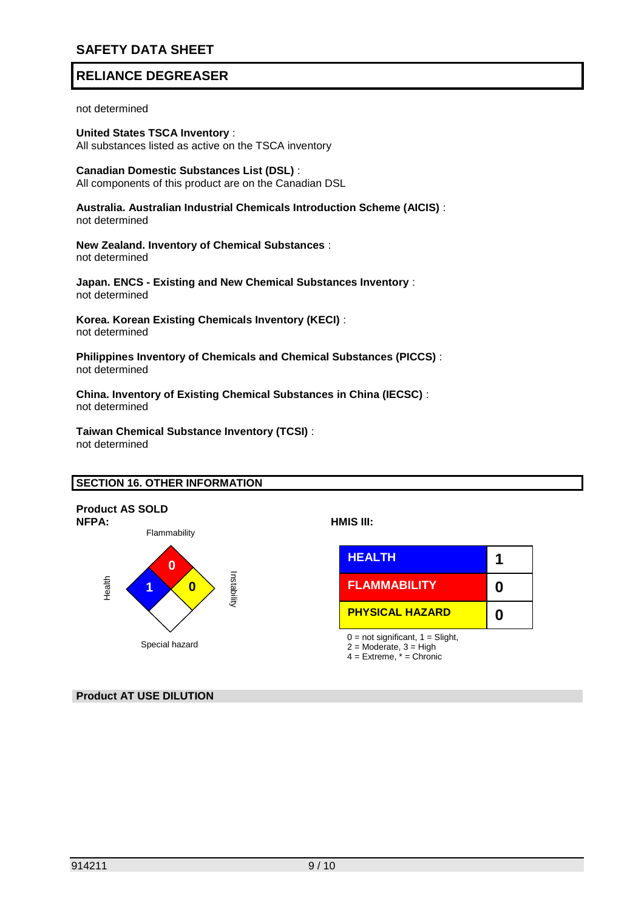# SAFETY DATA SHEET

## RELIANCE DEGREASER

not determined

**United States TSCA Inventory** :
All substances listed as active on the TSCA inventory

**Canadian Domestic Substances List (DSL)** :
All components of this product are on the Canadian DSL

**Australia. Australian Industrial Chemicals Introduction Scheme (AICIS)** :
not determined

**New Zealand. Inventory of Chemical Substances** :
not determined

**Japan. ENCS - Existing and New Chemical Substances Inventory** :
not determined

**Korea. Korean Existing Chemicals Inventory (KECI)** :
not determined

**Philippines Inventory of Chemicals and Chemical Substances (PICCS)** :
not determined

**China. Inventory of Existing Chemical Substances in China (IECSC)** :
not determined

**Taiwan Chemical Substance Inventory (TCSI)** :
not determined

## SECTION 16. OTHER INFORMATION

**Product AS SOLD**

**NFPA:**

| Health | Flammability | Instability | Special hazard |
|---|---|---|---|
| 1 | 0 | 0 | |

**HMIS III:**

| | |
|---|---|
| HEALTH | 1 |
| FLAMMABILITY | 0 |
| PHYSICAL HAZARD | 0 |

0 = not significant, 1 = Slight,
2 = Moderate, 3 = High
4 = Extreme, * = Chronic

**Product AT USE DILUTION**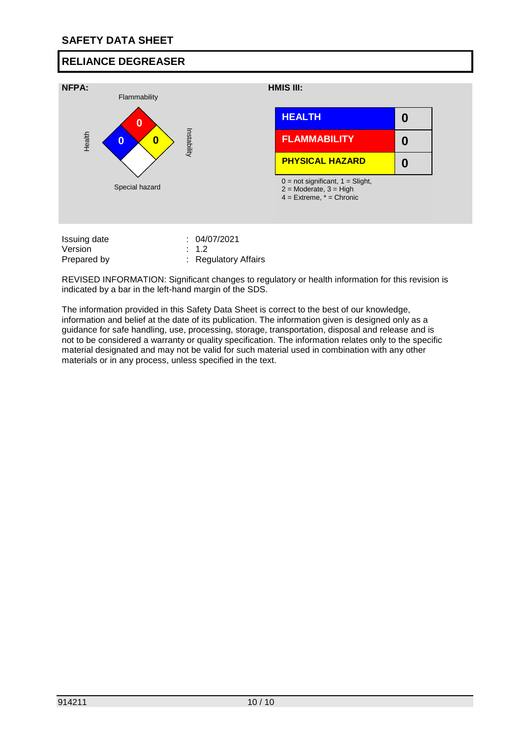SAFETY DATA SHEET

# RELIANCE DEGREASER

**NFPA:**

Flammability: 0
Health: 0
Instability: 0
Special hazard

**HMIS III:**

| | |
|---|---|
| **HEALTH** | **0** |
| **FLAMMABILITY** | **0** |
| **PHYSICAL HAZARD** | **0** |

0 = not significant, 1 = Slight,
2 = Moderate, 3 = High
4 = Extreme, * = Chronic

| | |
|---|---|
| Issuing date | : 04/07/2021 |
| Version | : 1.2 |
| Prepared by | : Regulatory Affairs |

REVISED INFORMATION: Significant changes to regulatory or health information for this revision is indicated by a bar in the left-hand margin of the SDS.

The information provided in this Safety Data Sheet is correct to the best of our knowledge, information and belief at the date of its publication. The information given is designed only as a guidance for safe handling, use, processing, storage, transportation, disposal and release and is not to be considered a warranty or quality specification. The information relates only to the specific material designated and may not be valid for such material used in combination with any other materials or in any process, unless specified in the text.